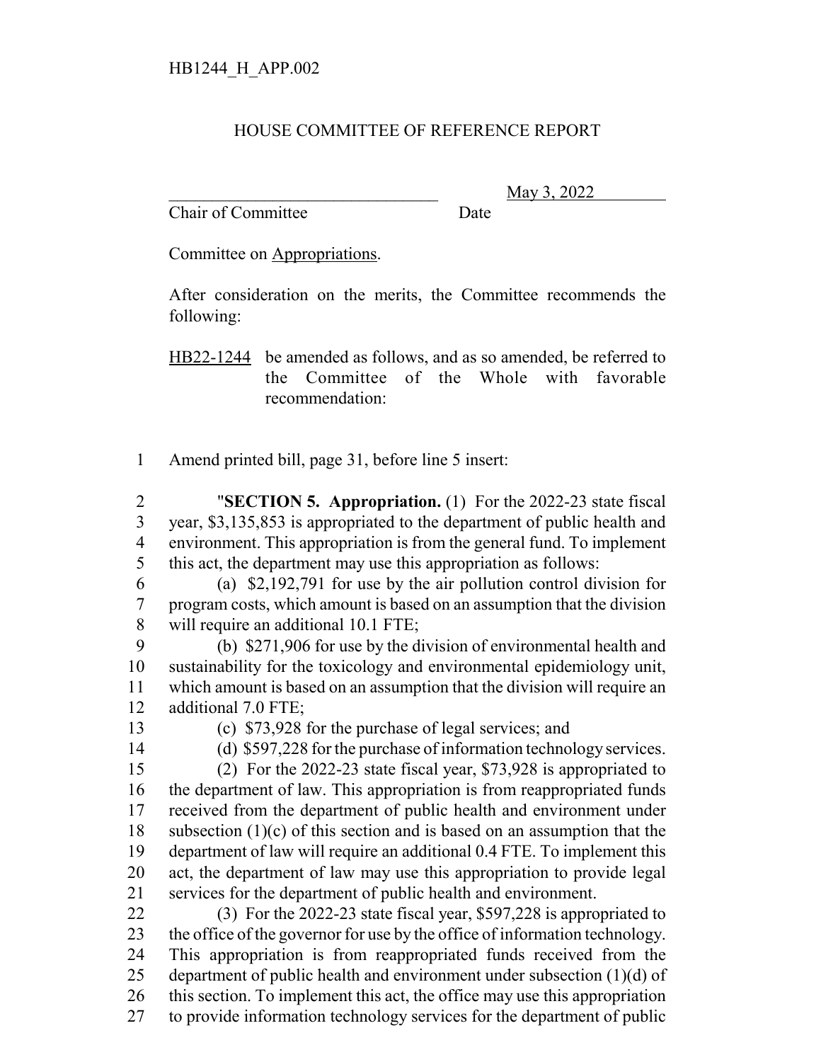HB1244_H_APP.002

# HOUSE COMMITTEE OF REFERENCE REPORT

\_\_\_\_\_\_\_\_\_\_\_\_\_\_\_\_\_\_\_\_\_\_\_\_\_\_\_\_\_\_\_\_ May 3, 2022

Chair of Committee Date

Committee on Appropriations.

After consideration on the merits, the Committee recommends the following:

HB22-1244 be amended as follows, and as so amended, be referred to the Committee of the Whole with favorable recommendation:

1 Amend printed bill, page 31, before line 5 insert:

2 "**SECTION 5. Appropriation.** (1) For the 2022-23 state fiscal
3 year, $3,135,853 is appropriated to the department of public health and
4 environment. This appropriation is from the general fund. To implement
5 this act, the department may use this appropriation as follows:

6 (a) $2,192,791 for use by the air pollution control division for
7 program costs, which amount is based on an assumption that the division
8 will require an additional 10.1 FTE;

9 (b) $271,906 for use by the division of environmental health and
10 sustainability for the toxicology and environmental epidemiology unit,
11 which amount is based on an assumption that the division will require an
12 additional 7.0 FTE;

13 (c) $73,928 for the purchase of legal services; and

14 (d) $597,228 for the purchase of information technology services.

15 (2) For the 2022-23 state fiscal year, $73,928 is appropriated to
16 the department of law. This appropriation is from reappropriated funds
17 received from the department of public health and environment under
18 subsection (1)(c) of this section and is based on an assumption that the
19 department of law will require an additional 0.4 FTE. To implement this
20 act, the department of law may use this appropriation to provide legal
21 services for the department of public health and environment.

22 (3) For the 2022-23 state fiscal year, $597,228 is appropriated to
23 the office of the governor for use by the office of information technology.
24 This appropriation is from reappropriated funds received from the
25 department of public health and environment under subsection (1)(d) of
26 this section. To implement this act, the office may use this appropriation
27 to provide information technology services for the department of public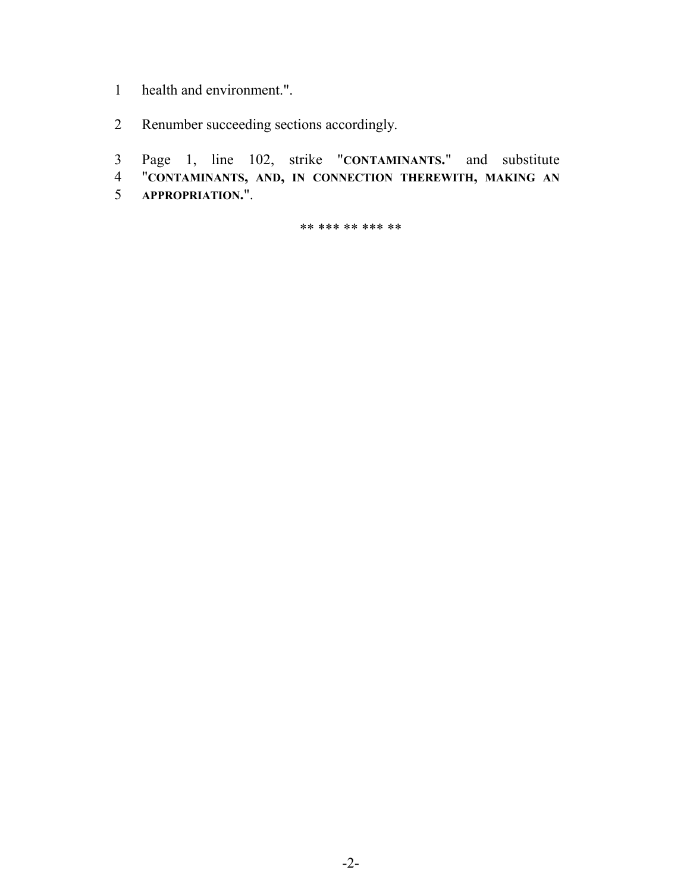health and environment.".

Renumber succeeding sections accordingly.

Page 1, line 102, strike "**CONTAINANTS.**" and substitute "**CONTAMINANTS, AND, IN CONNECTION THEREWITH, MAKING AN APPROPRIATION.**".

** *** ** *** **